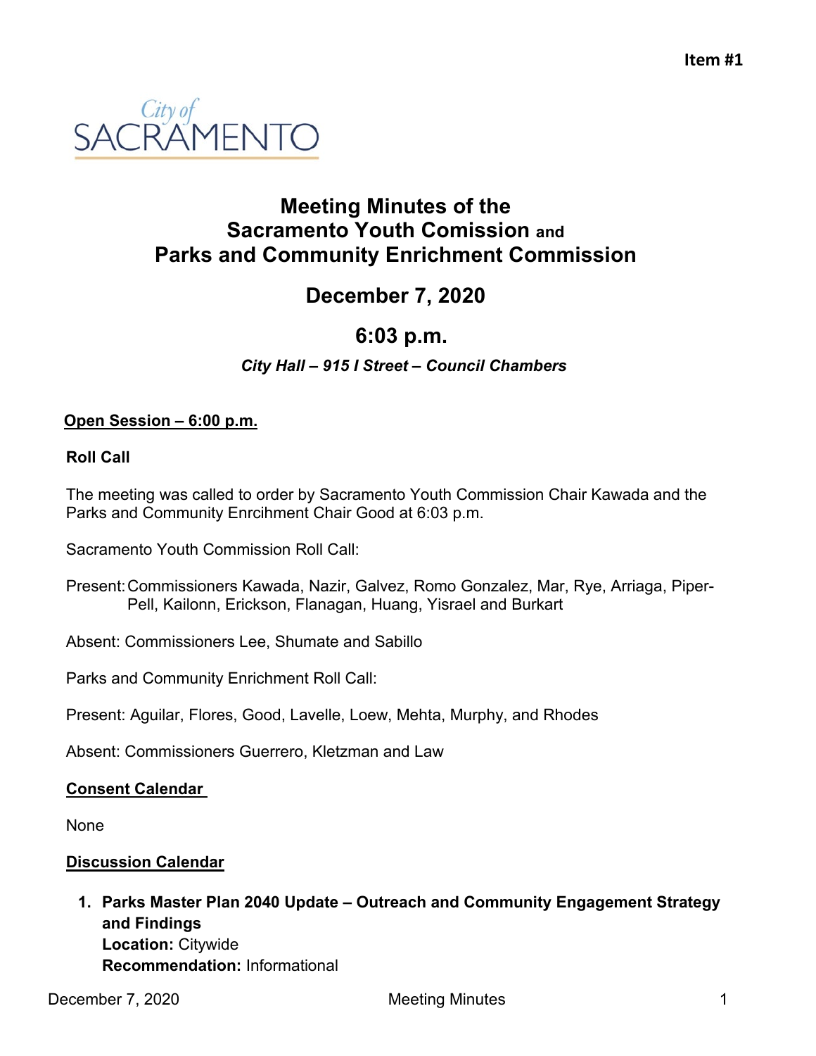Item #1

City of
SACRAMENTO

# Meeting Minutes of the Sacramento Youth Comission and Parks and Community Enrichment Commission

## December 7, 2020

## 6:03 p.m.

***City Hall – 915 I Street – Council Chambers***

**Open Session – 6:00 p.m.**

**Roll Call**

The meeting was called to order by Sacramento Youth Commission Chair Kawada and the Parks and Community Enrcihment Chair Good at 6:03 p.m.

Sacramento Youth Commission Roll Call:

Present: Commissioners Kawada, Nazir, Galvez, Romo Gonzalez, Mar, Rye, Arriaga, Piper-Pell, Kailonn, Erickson, Flanagan, Huang, Yisrael and Burkart

Absent: Commissioners Lee, Shumate and Sabillo

Parks and Community Enrichment Roll Call:

Present: Aguilar, Flores, Good, Lavelle, Loew, Mehta, Murphy, and Rhodes

Absent: Commissioners Guerrero, Kletzman and Law

**Consent Calendar**

None

**Discussion Calendar**

1. **Parks Master Plan 2040 Update – Outreach and Community Engagement Strategy and Findings**
   **Location:** Citywide
   **Recommendation:** Informational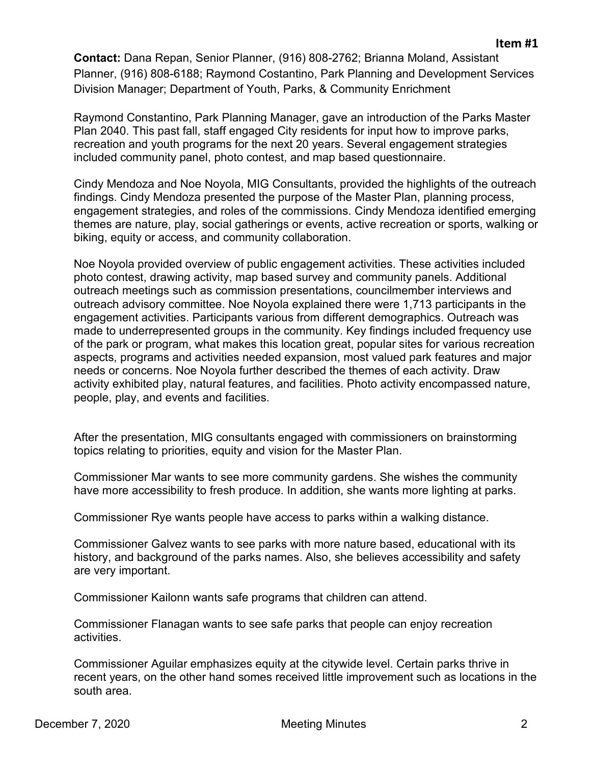**Item #1**

**Contact:** Dana Repan, Senior Planner, (916) 808-2762; Brianna Moland, Assistant Planner, (916) 808-6188; Raymond Costantino, Park Planning and Development Services Division Manager; Department of Youth, Parks, & Community Enrichment

Raymond Constantino, Park Planning Manager, gave an introduction of the Parks Master Plan 2040. This past fall, staff engaged City residents for input how to improve parks, recreation and youth programs for the next 20 years. Several engagement strategies included community panel, photo contest, and map based questionnaire.

Cindy Mendoza and Noe Noyola, MIG Consultants, provided the highlights of the outreach findings. Cindy Mendoza presented the purpose of the Master Plan, planning process, engagement strategies, and roles of the commissions. Cindy Mendoza identified emerging themes are nature, play, social gatherings or events, active recreation or sports, walking or biking, equity or access, and community collaboration.

Noe Noyola provided overview of public engagement activities. These activities included photo contest, drawing activity, map based survey and community panels. Additional outreach meetings such as commission presentations, councilmember interviews and outreach advisory committee. Noe Noyola explained there were 1,713 participants in the engagement activities. Participants various from different demographics. Outreach was made to underrepresented groups in the community. Key findings included frequency use of the park or program, what makes this location great, popular sites for various recreation aspects, programs and activities needed expansion, most valued park features and major needs or concerns. Noe Noyola further described the themes of each activity. Draw activity exhibited play, natural features, and facilities. Photo activity encompassed nature, people, play, and events and facilities.

After the presentation, MIG consultants engaged with commissioners on brainstorming topics relating to priorities, equity and vision for the Master Plan.

Commissioner Mar wants to see more community gardens. She wishes the community have more accessibility to fresh produce. In addition, she wants more lighting at parks.

Commissioner Rye wants people have access to parks within a walking distance.

Commissioner Galvez wants to see parks with more nature based, educational with its history, and background of the parks names. Also, she believes accessibility and safety are very important.

Commissioner Kailonn wants safe programs that children can attend.

Commissioner Flanagan wants to see safe parks that people can enjoy recreation activities.

Commissioner Aguilar emphasizes equity at the citywide level. Certain parks thrive in recent years, on the other hand somes received little improvement such as locations in the south area.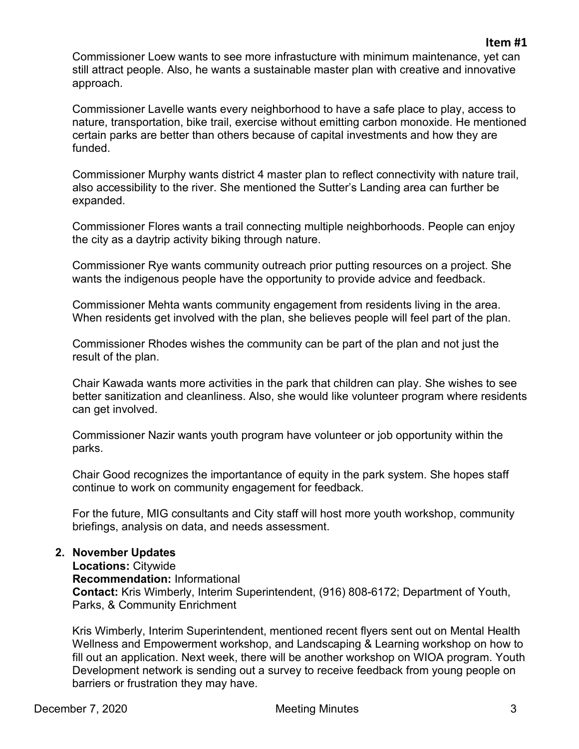Commissioner Loew wants to see more infrastucture with minimum maintenance, yet can still attract people. Also, he wants a sustainable master plan with creative and innovative approach.

Commissioner Lavelle wants every neighborhood to have a safe place to play, access to nature, transportation, bike trail, exercise without emitting carbon monoxide. He mentioned certain parks are better than others because of capital investments and how they are funded.

Commissioner Murphy wants district 4 master plan to reflect connectivity with nature trail, also accessibility to the river. She mentioned the Sutter's Landing area can further be expanded.

Commissioner Flores wants a trail connecting multiple neighborhoods. People can enjoy the city as a daytrip activity biking through nature.

Commissioner Rye wants community outreach prior putting resources on a project. She wants the indigenous people have the opportunity to provide advice and feedback.

Commissioner Mehta wants community engagement from residents living in the area. When residents get involved with the plan, she believes people will feel part of the plan.

Commissioner Rhodes wishes the community can be part of the plan and not just the result of the plan.

Chair Kawada wants more activities in the park that children can play. She wishes to see better sanitization and cleanliness. Also, she would like volunteer program where residents can get involved.

Commissioner Nazir wants youth program have volunteer or job opportunity within the parks.

Chair Good recognizes the importantance of equity in the park system. She hopes staff continue to work on community engagement for feedback.

For the future, MIG consultants and City staff will host more youth workshop, community briefings, analysis on data, and needs assessment.

2. **November Updates**
   **Locations:** Citywide
   **Recommendation:** Informational
   **Contact:** Kris Wimberly, Interim Superintendent, (916) 808-6172; Department of Youth, Parks, & Community Enrichment

   Kris Wimberly, Interim Superintendent, mentioned recent flyers sent out on Mental Health Wellness and Empowerment workshop, and Landscaping & Learning workshop on how to fill out an application. Next week, there will be another workshop on WIOA program. Youth Development network is sending out a survey to receive feedback from young people on barriers or frustration they may have.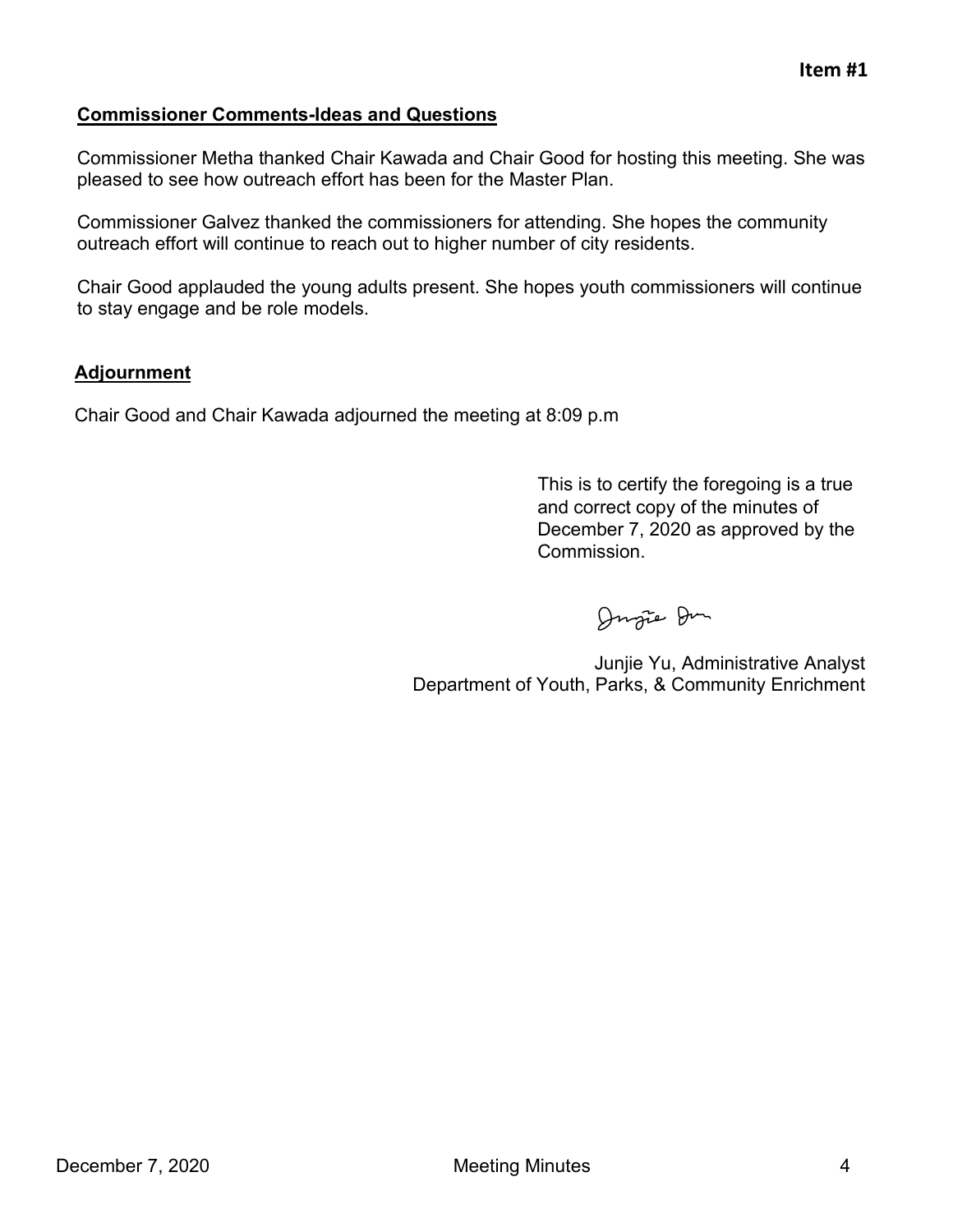**Item #1**

**Commissioner Comments-Ideas and Questions**

Commissioner Metha thanked Chair Kawada and Chair Good for hosting this meeting. She was pleased to see how outreach effort has been for the Master Plan.

Commissioner Galvez thanked the commissioners for attending. She hopes the community outreach effort will continue to reach out to higher number of city residents.

Chair Good applauded the young adults present. She hopes youth commissioners will continue to stay engage and be role models.

**Adjournment**

Chair Good and Chair Kawada adjourned the meeting at 8:09 p.m

This is to certify the foregoing is a true and correct copy of the minutes of December 7, 2020 as approved by the Commission.

Junjie Yu, Administrative Analyst
Department of Youth, Parks, & Community Enrichment